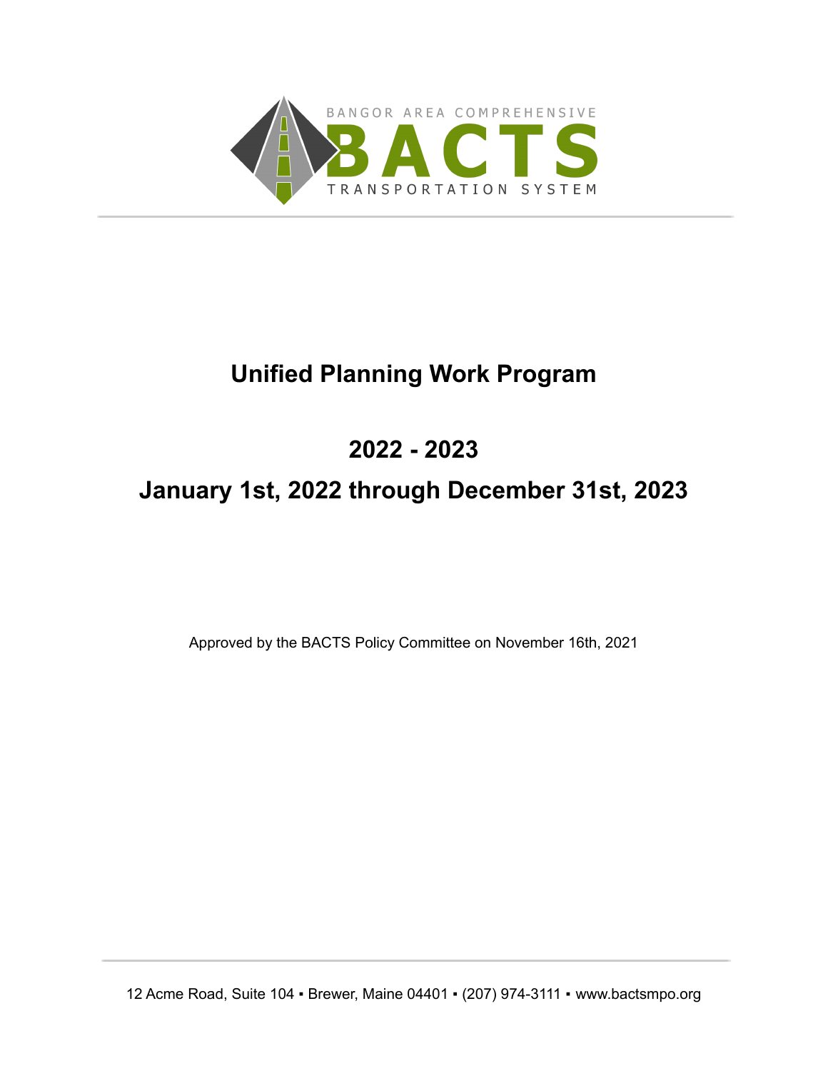BANGOR AREA COMPREHENSIVE

**BACTS**

TRANSPORTATION SYSTEM

# Unified Planning Work Program

## 2022 - 2023

## January 1st, 2022 through December 31st, 2023

Approved by the BACTS Policy Committee on November 16th, 2021

12 Acme Road, Suite 104 ▪ Brewer, Maine 04401 ▪ (207) 974-3111 ▪ www.bactsmpo.org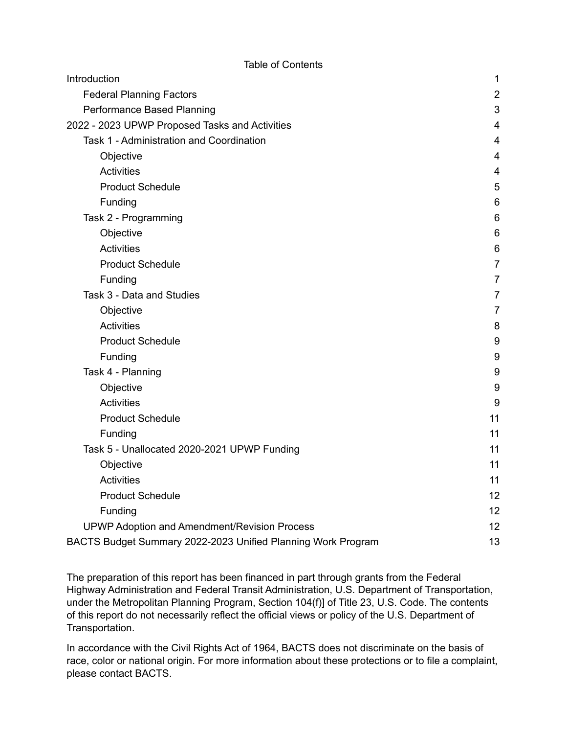Table of Contents

| | |
|---|---|
| Introduction | 1 |
| Federal Planning Factors | 2 |
| Performance Based Planning | 3 |
| 2022 - 2023 UPWP Proposed Tasks and Activities | 4 |
| Task 1 - Administration and Coordination | 4 |
| Objective | 4 |
| Activities | 4 |
| Product Schedule | 5 |
| Funding | 6 |
| Task 2 - Programming | 6 |
| Objective | 6 |
| Activities | 6 |
| Product Schedule | 7 |
| Funding | 7 |
| Task 3 - Data and Studies | 7 |
| Objective | 7 |
| Activities | 8 |
| Product Schedule | 9 |
| Funding | 9 |
| Task 4 - Planning | 9 |
| Objective | 9 |
| Activities | 9 |
| Product Schedule | 11 |
| Funding | 11 |
| Task 5 - Unallocated 2020-2021 UPWP Funding | 11 |
| Objective | 11 |
| Activities | 11 |
| Product Schedule | 12 |
| Funding | 12 |
| UPWP Adoption and Amendment/Revision Process | 12 |
| BACTS Budget Summary 2022-2023 Unified Planning Work Program | 13 |

The preparation of this report has been financed in part through grants from the Federal Highway Administration and Federal Transit Administration, U.S. Department of Transportation, under the Metropolitan Planning Program, Section 104(f)] of Title 23, U.S. Code. The contents of this report do not necessarily reflect the official views or policy of the U.S. Department of Transportation.

In accordance with the Civil Rights Act of 1964, BACTS does not discriminate on the basis of race, color or national origin. For more information about these protections or to file a complaint, please contact BACTS.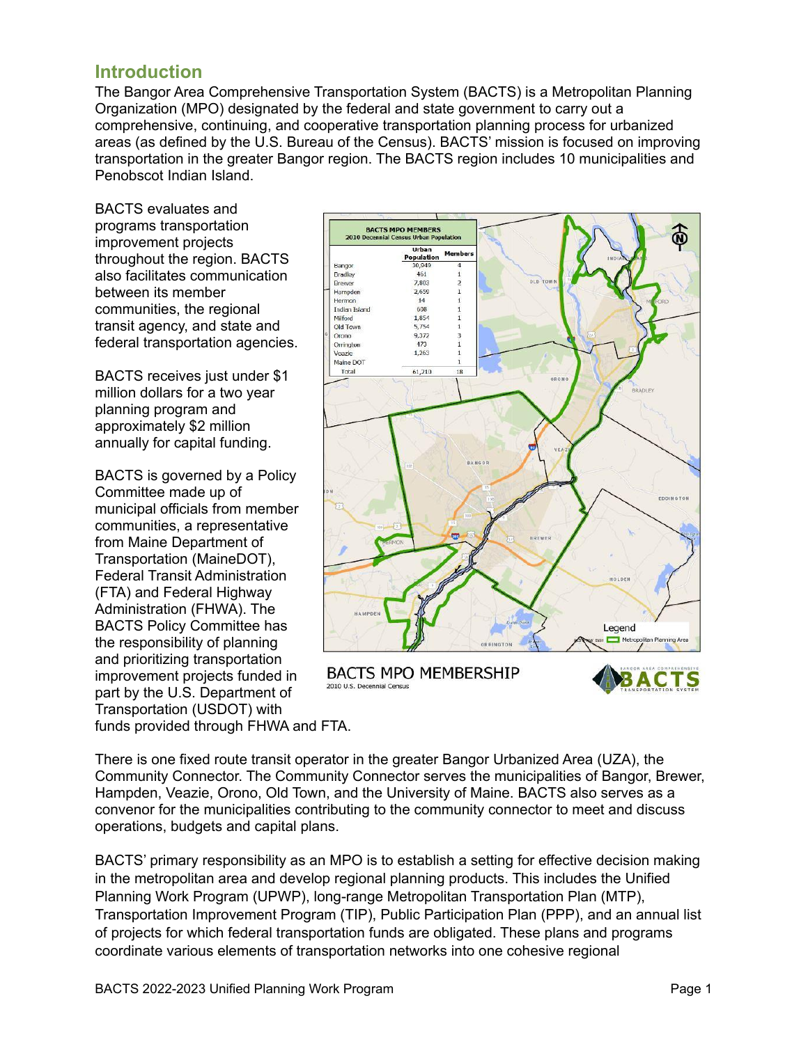## Introduction

The Bangor Area Comprehensive Transportation System (BACTS) is a Metropolitan Planning Organization (MPO) designated by the federal and state government to carry out a comprehensive, continuing, and cooperative transportation planning process for urbanized areas (as defined by the U.S. Bureau of the Census). BACTS' mission is focused on improving transportation in the greater Bangor region. The BACTS region includes 10 municipalities and Penobscot Indian Island.

BACTS evaluates and programs transportation improvement projects throughout the region. BACTS also facilitates communication between its member communities, the regional transit agency, and state and federal transportation agencies.

BACTS receives just under $1 million dollars for a two year planning program and approximately $2 million annually for capital funding.

BACTS is governed by a Policy Committee made up of municipal officials from member communities, a representative from Maine Department of Transportation (MaineDOT), Federal Transit Administration (FTA) and Federal Highway Administration (FHWA). The BACTS Policy Committee has the responsibility of planning and prioritizing transportation improvement projects funded in part by the U.S. Department of Transportation (USDOT) with funds provided through FHWA and FTA.

**BACTS MPO MEMBERS**
2010 Decennial Census Urban Population

| | Urban Population | Members |
|---|---|---|
| Bangor | 30,949 | 4 |
| Bradley | 461 | 1 |
| Brewer | 7,803 | 2 |
| Hampden | 2,650 | 1 |
| Hermon | 44 | 1 |
| Indian Island | 608 | 1 |
| Milford | 1,854 | 1 |
| Old Town | 5,754 | 1 |
| Orono | 9,372 | 3 |
| Orrington | 473 | 1 |
| Veazie | 1,263 | 1 |
| Maine DOT | | 1 |
| Total | 61,210 | 18 |

BACTS MPO MEMBERSHIP
2010 U.S. Decennial Census

There is one fixed route transit operator in the greater Bangor Urbanized Area (UZA), the Community Connector. The Community Connector serves the municipalities of Bangor, Brewer, Hampden, Veazie, Orono, Old Town, and the University of Maine. BACTS also serves as a convenor for the municipalities contributing to the community connector to meet and discuss operations, budgets and capital plans.

BACTS' primary responsibility as an MPO is to establish a setting for effective decision making in the metropolitan area and develop regional planning products. This includes the Unified Planning Work Program (UPWP), long-range Metropolitan Transportation Plan (MTP), Transportation Improvement Program (TIP), Public Participation Plan (PPP), and an annual list of projects for which federal transportation funds are obligated. These plans and programs coordinate various elements of transportation networks into one cohesive regional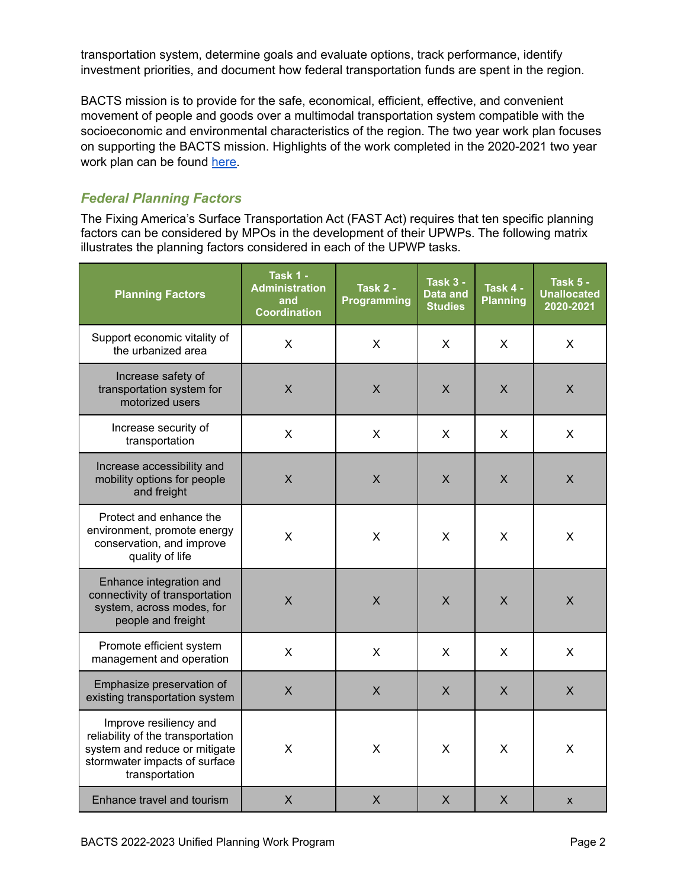transportation system, determine goals and evaluate options, track performance, identify investment priorities, and document how federal transportation funds are spent in the region.

BACTS mission is to provide for the safe, economical, efficient, effective, and convenient movement of people and goods over a multimodal transportation system compatible with the socioeconomic and environmental characteristics of the region. The two year work plan focuses on supporting the BACTS mission. Highlights of the work completed in the 2020-2021 two year work plan can be found [here](#).

### *Federal Planning Factors*

The Fixing America's Surface Transportation Act (FAST Act) requires that ten specific planning factors can be considered by MPOs in the development of their UPWPs. The following matrix illustrates the planning factors considered in each of the UPWP tasks.

| Planning Factors | Task 1 - Administration and Coordination | Task 2 - Programming | Task 3 - Data and Studies | Task 4 - Planning | Task 5 - Unallocated 2020-2021 |
|---|---|---|---|---|---|
| Support economic vitality of the urbanized area | X | X | X | X | X |
| Increase safety of transportation system for motorized users | X | X | X | X | X |
| Increase security of transportation | X | X | X | X | X |
| Increase accessibility and mobility options for people and freight | X | X | X | X | X |
| Protect and enhance the environment, promote energy conservation, and improve quality of life | X | X | X | X | X |
| Enhance integration and connectivity of transportation system, across modes, for people and freight | X | X | X | X | X |
| Promote efficient system management and operation | X | X | X | X | X |
| Emphasize preservation of existing transportation system | X | X | X | X | X |
| Improve resiliency and reliability of the transportation system and reduce or mitigate stormwater impacts of surface transportation | X | X | X | X | X |
| Enhance travel and tourism | X | X | X | X | x |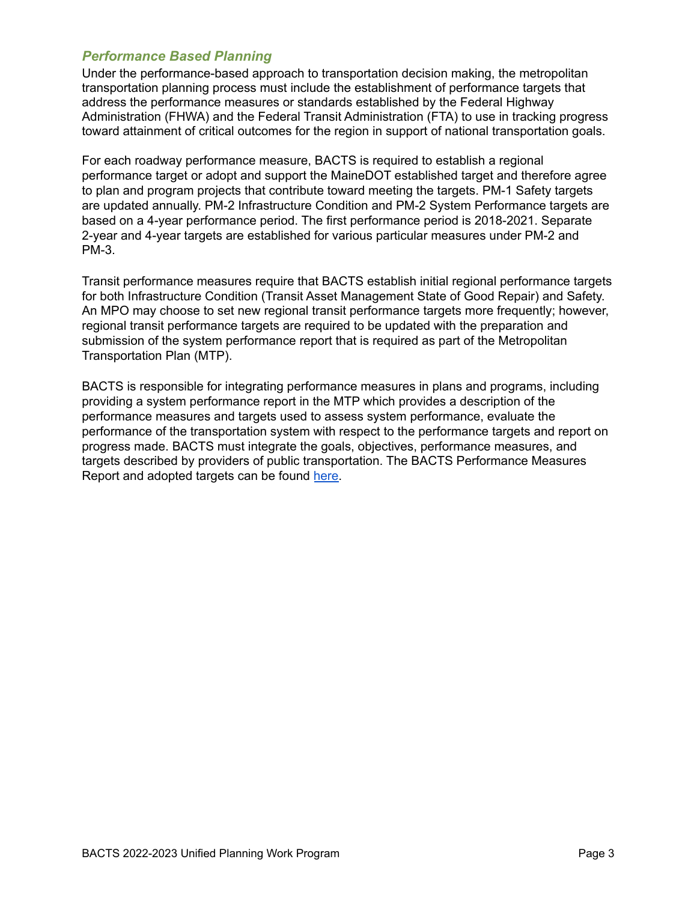### *Performance Based Planning*

Under the performance-based approach to transportation decision making, the metropolitan transportation planning process must include the establishment of performance targets that address the performance measures or standards established by the Federal Highway Administration (FHWA) and the Federal Transit Administration (FTA) to use in tracking progress toward attainment of critical outcomes for the region in support of national transportation goals.

For each roadway performance measure, BACTS is required to establish a regional performance target or adopt and support the MaineDOT established target and therefore agree to plan and program projects that contribute toward meeting the targets. PM-1 Safety targets are updated annually. PM-2 Infrastructure Condition and PM-2 System Performance targets are based on a 4-year performance period. The first performance period is 2018-2021. Separate 2-year and 4-year targets are established for various particular measures under PM-2 and PM-3.

Transit performance measures require that BACTS establish initial regional performance targets for both Infrastructure Condition (Transit Asset Management State of Good Repair) and Safety. An MPO may choose to set new regional transit performance targets more frequently; however, regional transit performance targets are required to be updated with the preparation and submission of the system performance report that is required as part of the Metropolitan Transportation Plan (MTP).

BACTS is responsible for integrating performance measures in plans and programs, including providing a system performance report in the MTP which provides a description of the performance measures and targets used to assess system performance, evaluate the performance of the transportation system with respect to the performance targets and report on progress made. BACTS must integrate the goals, objectives, performance measures, and targets described by providers of public transportation. The BACTS Performance Measures Report and adopted targets can be found here.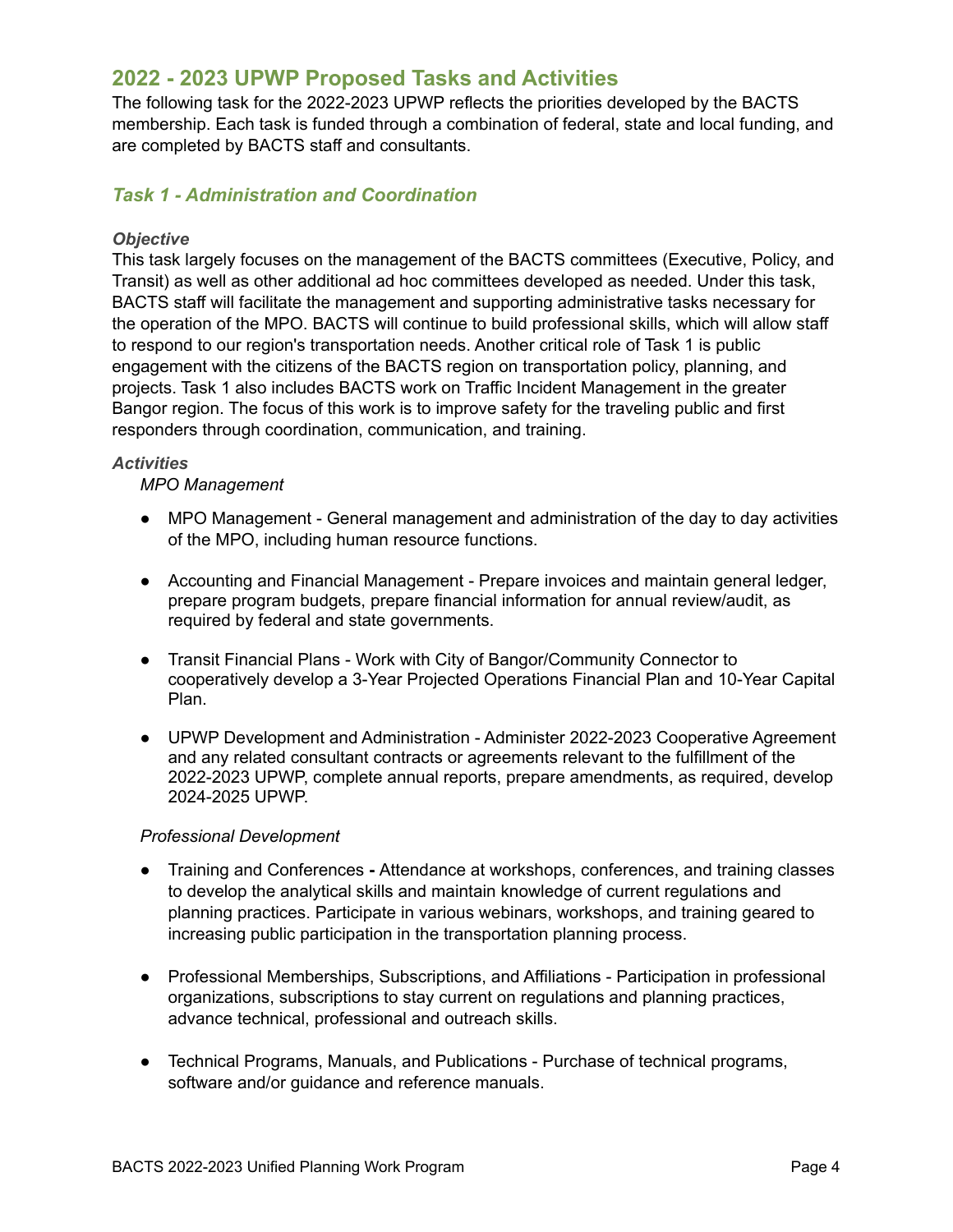## 2022 - 2023 UPWP Proposed Tasks and Activities

The following task for the 2022-2023 UPWP reflects the priorities developed by the BACTS membership. Each task is funded through a combination of federal, state and local funding, and are completed by BACTS staff and consultants.

### *Task 1 - Administration and Coordination*

#### *Objective*

This task largely focuses on the management of the BACTS committees (Executive, Policy, and Transit) as well as other additional ad hoc committees developed as needed. Under this task, BACTS staff will facilitate the management and supporting administrative tasks necessary for the operation of the MPO. BACTS will continue to build professional skills, which will allow staff to respond to our region's transportation needs. Another critical role of Task 1 is public engagement with the citizens of the BACTS region on transportation policy, planning, and projects. Task 1 also includes BACTS work on Traffic Incident Management in the greater Bangor region. The focus of this work is to improve safety for the traveling public and first responders through coordination, communication, and training.

#### *Activities*

*MPO Management*

- MPO Management - General management and administration of the day to day activities of the MPO, including human resource functions.

- Accounting and Financial Management - Prepare invoices and maintain general ledger, prepare program budgets, prepare financial information for annual review/audit, as required by federal and state governments.

- Transit Financial Plans - Work with City of Bangor/Community Connector to cooperatively develop a 3-Year Projected Operations Financial Plan and 10-Year Capital Plan.

- UPWP Development and Administration - Administer 2022-2023 Cooperative Agreement and any related consultant contracts or agreements relevant to the fulfillment of the 2022-2023 UPWP, complete annual reports, prepare amendments, as required, develop 2024-2025 UPWP.

*Professional Development*

- Training and Conferences **-** Attendance at workshops, conferences, and training classes to develop the analytical skills and maintain knowledge of current regulations and planning practices. Participate in various webinars, workshops, and training geared to increasing public participation in the transportation planning process.

- Professional Memberships, Subscriptions, and Affiliations - Participation in professional organizations, subscriptions to stay current on regulations and planning practices, advance technical, professional and outreach skills.

- Technical Programs, Manuals, and Publications - Purchase of technical programs, software and/or guidance and reference manuals.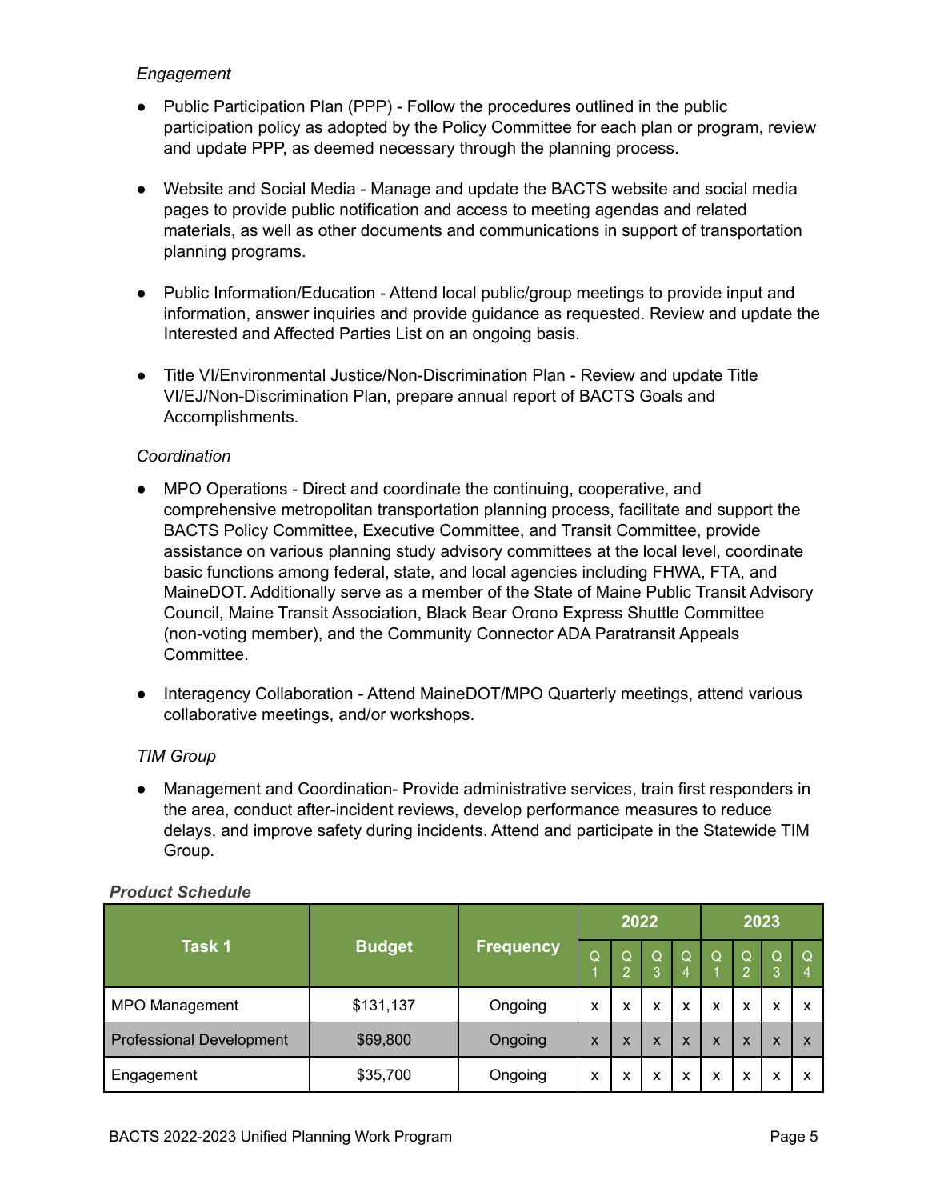*Engagement*

- Public Participation Plan (PPP) - Follow the procedures outlined in the public participation policy as adopted by the Policy Committee for each plan or program, review and update PPP, as deemed necessary through the planning process.

- Website and Social Media - Manage and update the BACTS website and social media pages to provide public notification and access to meeting agendas and related materials, as well as other documents and communications in support of transportation planning programs.

- Public Information/Education - Attend local public/group meetings to provide input and information, answer inquiries and provide guidance as requested. Review and update the Interested and Affected Parties List on an ongoing basis.

- Title VI/Environmental Justice/Non-Discrimination Plan - Review and update Title VI/EJ/Non-Discrimination Plan, prepare annual report of BACTS Goals and Accomplishments.

*Coordination*

- MPO Operations - Direct and coordinate the continuing, cooperative, and comprehensive metropolitan transportation planning process, facilitate and support the BACTS Policy Committee, Executive Committee, and Transit Committee, provide assistance on various planning study advisory committees at the local level, coordinate basic functions among federal, state, and local agencies including FHWA, FTA, and MaineDOT. Additionally serve as a member of the State of Maine Public Transit Advisory Council, Maine Transit Association, Black Bear Orono Express Shuttle Committee (non-voting member), and the Community Connector ADA Paratransit Appeals Committee.

- Interagency Collaboration - Attend MaineDOT/MPO Quarterly meetings, attend various collaborative meetings, and/or workshops.

*TIM Group*

- Management and Coordination- Provide administrative services, train first responders in the area, conduct after-incident reviews, develop performance measures to reduce delays, and improve safety during incidents. Attend and participate in the Statewide TIM Group.

***Product Schedule***

| Task 1 | Budget | Frequency | 2022 | | | | 2023 | | | |
|---|---|---|---|---|---|---|---|---|---|---|
| | | | Q1 | Q2 | Q3 | Q4 | Q1 | Q2 | Q3 | Q4 |
| MPO Management | $131,137 | Ongoing | x | x | x | x | x | x | x | x |
| Professional Development | $69,800 | Ongoing | x | x | x | x | x | x | x | x |
| Engagement | $35,700 | Ongoing | x | x | x | x | x | x | x | x |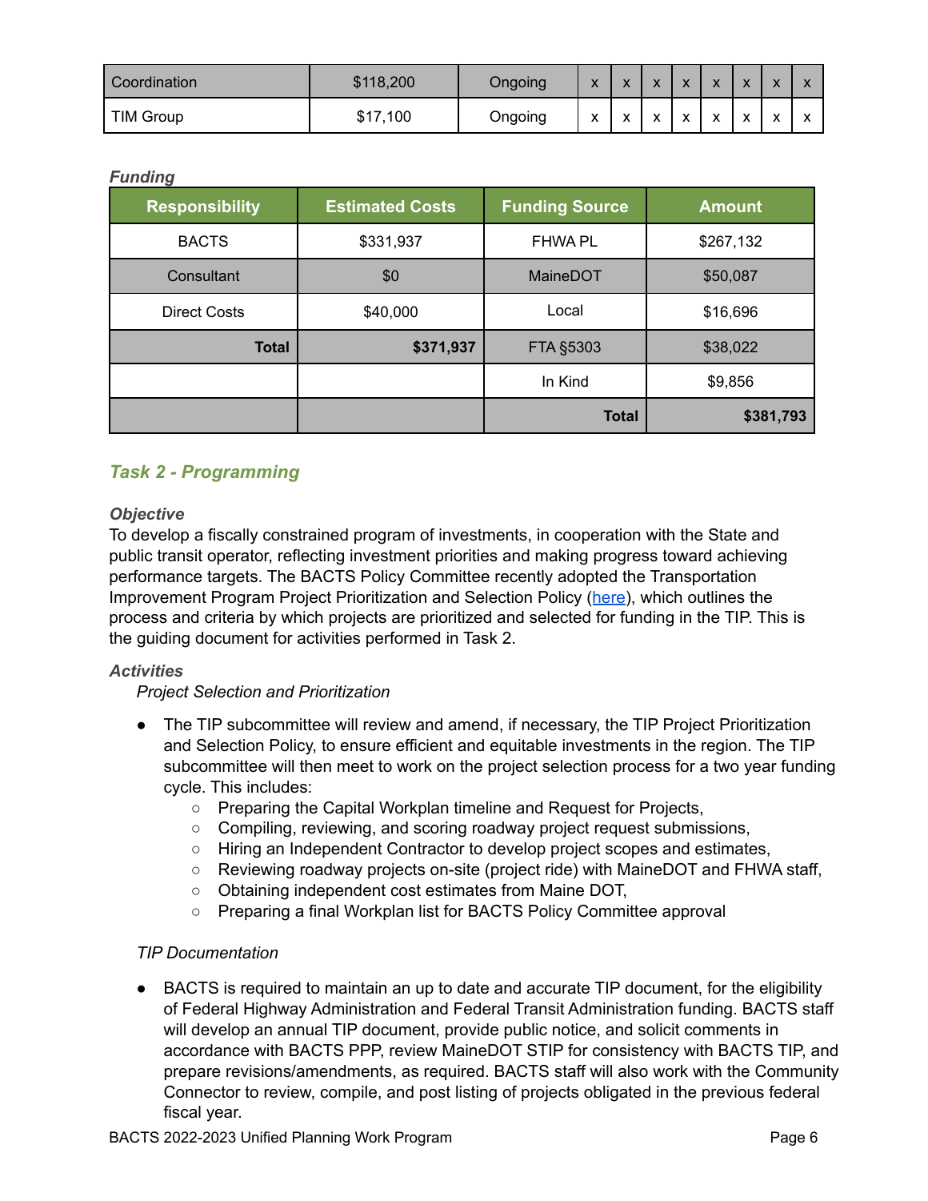| Coordination | $118,200 | Ongoing | x | x | x | x | x | x | x | x |
|---|---|---|---|---|---|---|---|---|---|---|
| TIM Group | $17,100 | Ongoing | x | x | x | x | x | x | x | x |

***Funding***

| Responsibility | Estimated Costs | Funding Source | Amount |
|---|---|---|---|
| BACTS | $331,937 | FHWA PL | $267,132 |
| Consultant | $0 | MaineDOT | $50,087 |
| Direct Costs | $40,000 | Local | $16,696 |
| **Total** | **$371,937** | FTA §5303 | $38,022 |
| | | In Kind | $9,856 |
| | | **Total** | **$381,793** |

## *Task 2 - Programming*

***Objective***

To develop a fiscally constrained program of investments, in cooperation with the State and public transit operator, reflecting investment priorities and making progress toward achieving performance targets. The BACTS Policy Committee recently adopted the Transportation Improvement Program Project Prioritization and Selection Policy (here), which outlines the process and criteria by which projects are prioritized and selected for funding in the TIP. This is the guiding document for activities performed in Task 2.

***Activities***

*Project Selection and Prioritization*

- The TIP subcommittee will review and amend, if necessary, the TIP Project Prioritization and Selection Policy, to ensure efficient and equitable investments in the region. The TIP subcommittee will then meet to work on the project selection process for a two year funding cycle. This includes:
  - Preparing the Capital Workplan timeline and Request for Projects,
  - Compiling, reviewing, and scoring roadway project request submissions,
  - Hiring an Independent Contractor to develop project scopes and estimates,
  - Reviewing roadway projects on-site (project ride) with MaineDOT and FHWA staff,
  - Obtaining independent cost estimates from Maine DOT,
  - Preparing a final Workplan list for BACTS Policy Committee approval

*TIP Documentation*

- BACTS is required to maintain an up to date and accurate TIP document, for the eligibility of Federal Highway Administration and Federal Transit Administration funding. BACTS staff will develop an annual TIP document, provide public notice, and solicit comments in accordance with BACTS PPP, review MaineDOT STIP for consistency with BACTS TIP, and prepare revisions/amendments, as required. BACTS staff will also work with the Community Connector to review, compile, and post listing of projects obligated in the previous federal fiscal year.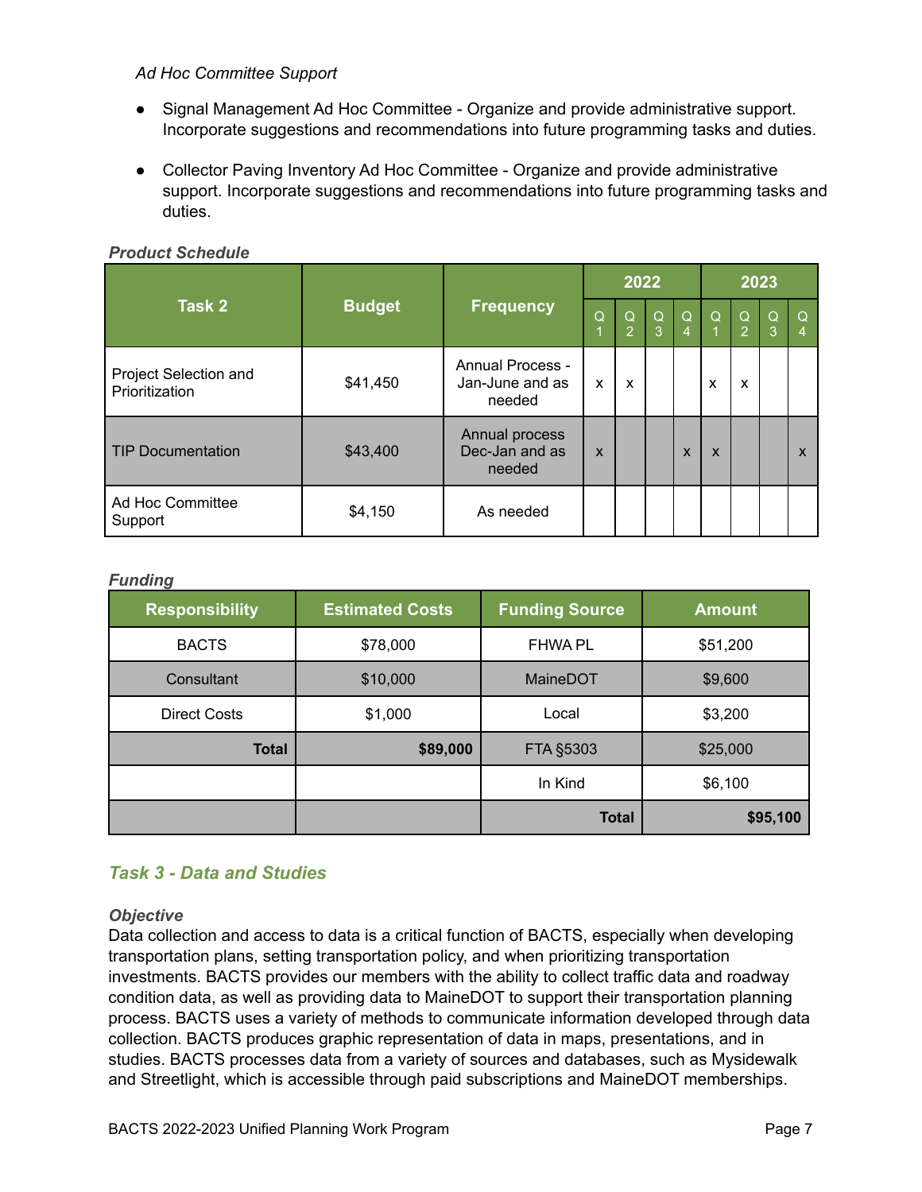*Ad Hoc Committee Support*

- Signal Management Ad Hoc Committee - Organize and provide administrative support. Incorporate suggestions and recommendations into future programming tasks and duties.
- Collector Paving Inventory Ad Hoc Committee - Organize and provide administrative support. Incorporate suggestions and recommendations into future programming tasks and duties.

***Product Schedule***

| Task 2 | Budget | Frequency | 2022 | | | | 2023 | | | |
|---|---|---|---|---|---|---|---|---|---|---|
| | | | Q1 | Q2 | Q3 | Q4 | Q1 | Q2 | Q3 | Q4 |
| Project Selection and Prioritization | $41,450 | Annual Process - Jan-June and as needed | x | x | | | x | x | | |
| TIP Documentation | $43,400 | Annual process Dec-Jan and as needed | x | | | x | x | | | x |
| Ad Hoc Committee Support | $4,150 | As needed | | | | | | | | |

***Funding***

| Responsibility | Estimated Costs | Funding Source | Amount |
|---|---|---|---|
| BACTS | $78,000 | FHWA PL | $51,200 |
| Consultant | $10,000 | MaineDOT | $9,600 |
| Direct Costs | $1,000 | Local | $3,200 |
| **Total** | **$89,000** | FTA §5303 | $25,000 |
| | | In Kind | $6,100 |
| | | **Total** | **$95,100** |

## *Task 3 - Data and Studies*

***Objective***

Data collection and access to data is a critical function of BACTS, especially when developing transportation plans, setting transportation policy, and when prioritizing transportation investments. BACTS provides our members with the ability to collect traffic data and roadway condition data, as well as providing data to MaineDOT to support their transportation planning process. BACTS uses a variety of methods to communicate information developed through data collection. BACTS produces graphic representation of data in maps, presentations, and in studies. BACTS processes data from a variety of sources and databases, such as Mysidewalk and Streetlight, which is accessible through paid subscriptions and MaineDOT memberships.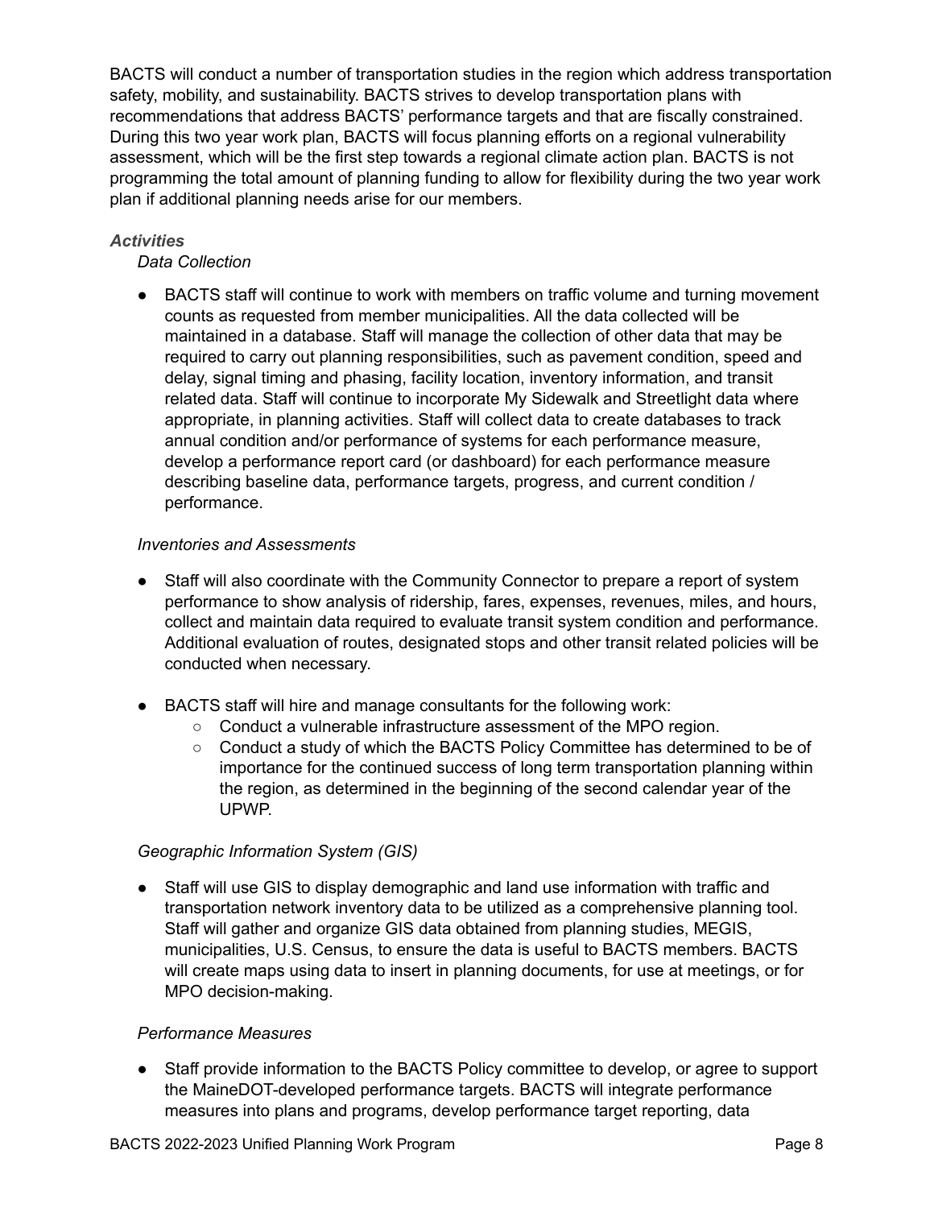BACTS will conduct a number of transportation studies in the region which address transportation safety, mobility, and sustainability. BACTS strives to develop transportation plans with recommendations that address BACTS' performance targets and that are fiscally constrained. During this two year work plan, BACTS will focus planning efforts on a regional vulnerability assessment, which will be the first step towards a regional climate action plan. BACTS is not programming the total amount of planning funding to allow for flexibility during the two year work plan if additional planning needs arise for our members.

***Activities***

*Data Collection*

- BACTS staff will continue to work with members on traffic volume and turning movement counts as requested from member municipalities. All the data collected will be maintained in a database. Staff will manage the collection of other data that may be required to carry out planning responsibilities, such as pavement condition, speed and delay, signal timing and phasing, facility location, inventory information, and transit related data. Staff will continue to incorporate My Sidewalk and Streetlight data where appropriate, in planning activities. Staff will collect data to create databases to track annual condition and/or performance of systems for each performance measure, develop a performance report card (or dashboard) for each performance measure describing baseline data, performance targets, progress, and current condition / performance.

*Inventories and Assessments*

- Staff will also coordinate with the Community Connector to prepare a report of system performance to show analysis of ridership, fares, expenses, revenues, miles, and hours, collect and maintain data required to evaluate transit system condition and performance. Additional evaluation of routes, designated stops and other transit related policies will be conducted when necessary.

- BACTS staff will hire and manage consultants for the following work:
  - Conduct a vulnerable infrastructure assessment of the MPO region.
  - Conduct a study of which the BACTS Policy Committee has determined to be of importance for the continued success of long term transportation planning within the region, as determined in the beginning of the second calendar year of the UPWP.

*Geographic Information System (GIS)*

- Staff will use GIS to display demographic and land use information with traffic and transportation network inventory data to be utilized as a comprehensive planning tool. Staff will gather and organize GIS data obtained from planning studies, MEGIS, municipalities, U.S. Census, to ensure the data is useful to BACTS members. BACTS will create maps using data to insert in planning documents, for use at meetings, or for MPO decision-making.

*Performance Measures*

- Staff provide information to the BACTS Policy committee to develop, or agree to support the MaineDOT-developed performance targets. BACTS will integrate performance measures into plans and programs, develop performance target reporting, data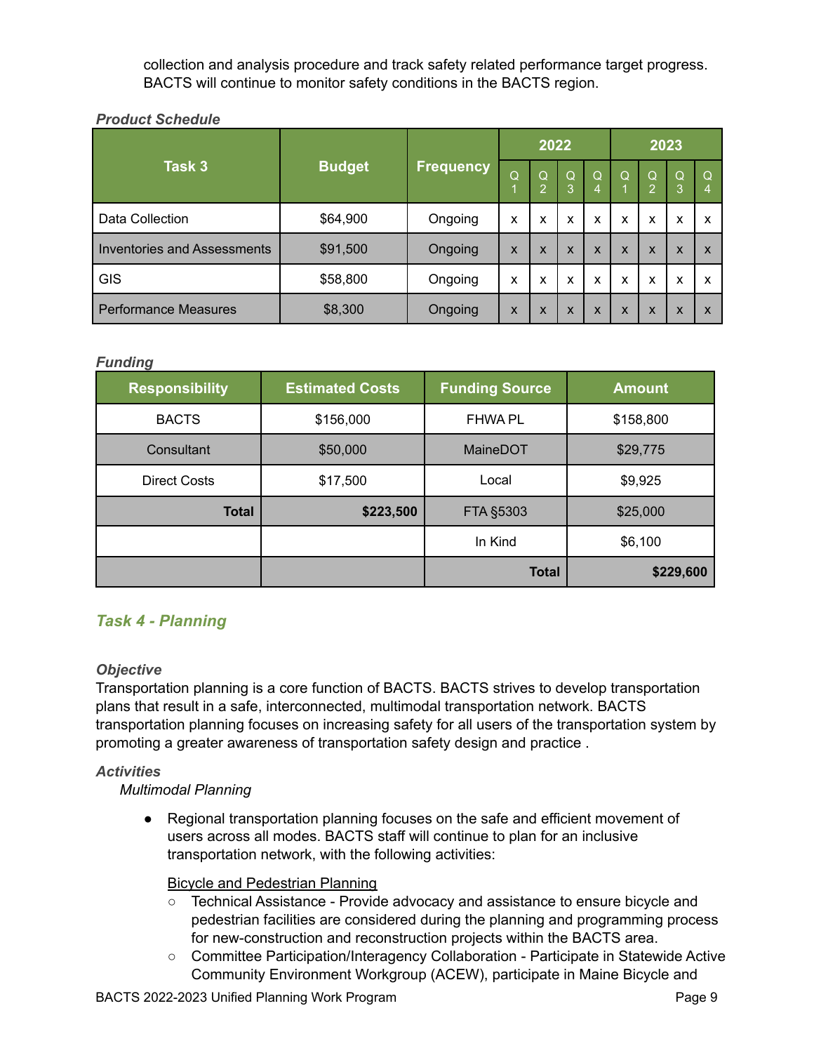collection and analysis procedure and track safety related performance target progress. BACTS will continue to monitor safety conditions in the BACTS region.

***Product Schedule***

| Task 3 | Budget | Frequency | 2022 | | | | 2023 | | | |
|---|---|---|---|---|---|---|---|---|---|---|
| | | | Q1 | Q2 | Q3 | Q4 | Q1 | Q2 | Q3 | Q4 |
| Data Collection | $64,900 | Ongoing | x | x | x | x | x | x | x | x |
| Inventories and Assessments | $91,500 | Ongoing | x | x | x | x | x | x | x | x |
| GIS | $58,800 | Ongoing | x | x | x | x | x | x | x | x |
| Performance Measures | $8,300 | Ongoing | x | x | x | x | x | x | x | x |

***Funding***

| Responsibility | Estimated Costs | Funding Source | Amount |
|---|---|---|---|
| BACTS | $156,000 | FHWA PL | $158,800 |
| Consultant | $50,000 | MaineDOT | $29,775 |
| Direct Costs | $17,500 | Local | $9,925 |
| **Total** | **$223,500** | FTA §5303 | $25,000 |
| | | In Kind | $6,100 |
| | | **Total** | **$229,600** |

## *Task 4 - Planning*

***Objective***

Transportation planning is a core function of BACTS. BACTS strives to develop transportation plans that result in a safe, interconnected, multimodal transportation network. BACTS transportation planning focuses on increasing safety for all users of the transportation system by promoting a greater awareness of transportation safety design and practice .

***Activities***

*Multimodal Planning*

- Regional transportation planning focuses on the safe and efficient movement of users across all modes. BACTS staff will continue to plan for an inclusive transportation network, with the following activities:

  <u>Bicycle and Pedestrian Planning</u>

  - Technical Assistance - Provide advocacy and assistance to ensure bicycle and pedestrian facilities are considered during the planning and programming process for new-construction and reconstruction projects within the BACTS area.
  - Committee Participation/Interagency Collaboration - Participate in Statewide Active Community Environment Workgroup (ACEW), participate in Maine Bicycle and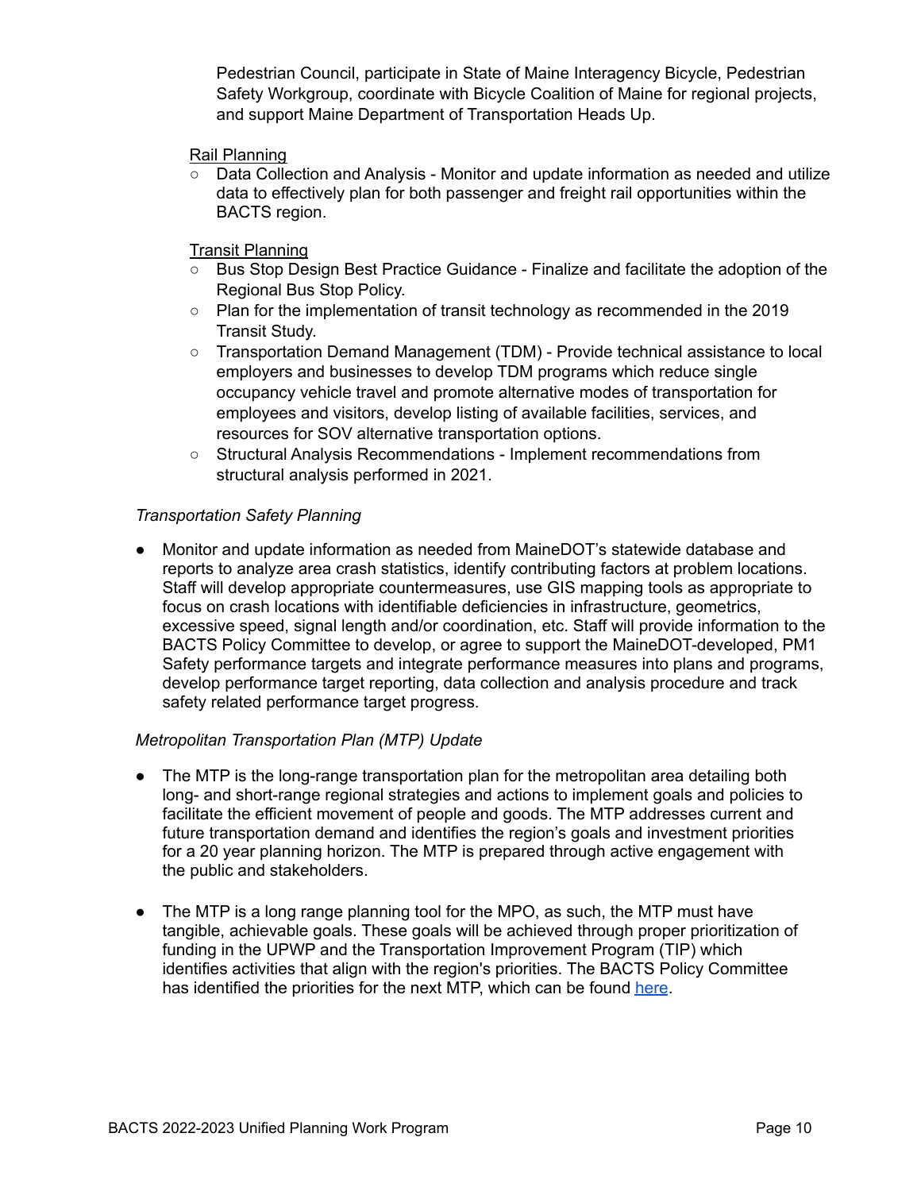Pedestrian Council, participate in State of Maine Interagency Bicycle, Pedestrian Safety Workgroup, coordinate with Bicycle Coalition of Maine for regional projects, and support Maine Department of Transportation Heads Up.

Rail Planning

- Data Collection and Analysis - Monitor and update information as needed and utilize data to effectively plan for both passenger and freight rail opportunities within the BACTS region.

Transit Planning

- Bus Stop Design Best Practice Guidance - Finalize and facilitate the adoption of the Regional Bus Stop Policy.
- Plan for the implementation of transit technology as recommended in the 2019 Transit Study.
- Transportation Demand Management (TDM) - Provide technical assistance to local employers and businesses to develop TDM programs which reduce single occupancy vehicle travel and promote alternative modes of transportation for employees and visitors, develop listing of available facilities, services, and resources for SOV alternative transportation options.
- Structural Analysis Recommendations - Implement recommendations from structural analysis performed in 2021.

*Transportation Safety Planning*

- Monitor and update information as needed from MaineDOT's statewide database and reports to analyze area crash statistics, identify contributing factors at problem locations. Staff will develop appropriate countermeasures, use GIS mapping tools as appropriate to focus on crash locations with identifiable deficiencies in infrastructure, geometrics, excessive speed, signal length and/or coordination, etc. Staff will provide information to the BACTS Policy Committee to develop, or agree to support the MaineDOT-developed, PM1 Safety performance targets and integrate performance measures into plans and programs, develop performance target reporting, data collection and analysis procedure and track safety related performance target progress.

*Metropolitan Transportation Plan (MTP) Update*

- The MTP is the long-range transportation plan for the metropolitan area detailing both long- and short-range regional strategies and actions to implement goals and policies to facilitate the efficient movement of people and goods. The MTP addresses current and future transportation demand and identifies the region's goals and investment priorities for a 20 year planning horizon. The MTP is prepared through active engagement with the public and stakeholders.

- The MTP is a long range planning tool for the MPO, as such, the MTP must have tangible, achievable goals. These goals will be achieved through proper prioritization of funding in the UPWP and the Transportation Improvement Program (TIP) which identifies activities that align with the region's priorities. The BACTS Policy Committee has identified the priorities for the next MTP, which can be found here.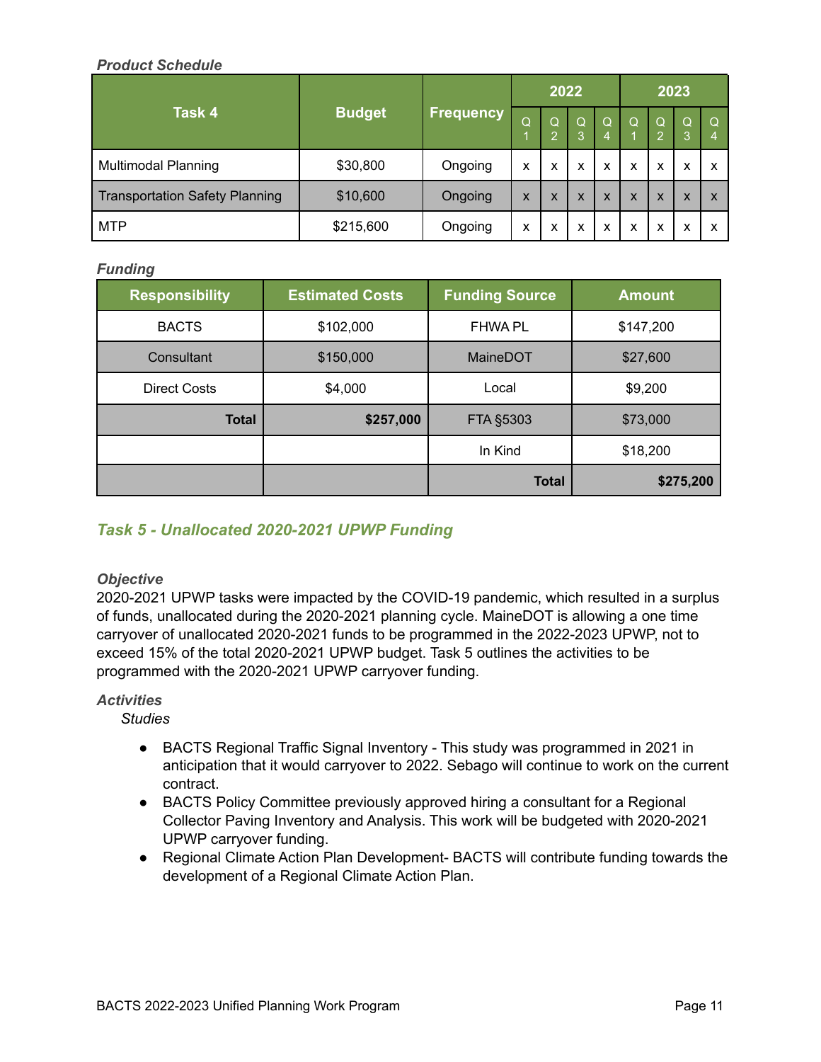***Product Schedule***

| Task 4 | Budget | Frequency | 2022 | | | | 2023 | | | |
|---|---|---|---|---|---|---|---|---|---|---|
| | | | Q1 | Q2 | Q3 | Q4 | Q1 | Q2 | Q3 | Q4 |
| Multimodal Planning | $30,800 | Ongoing | x | x | x | x | x | x | x | x |
| Transportation Safety Planning | $10,600 | Ongoing | x | x | x | x | x | x | x | x |
| MTP | $215,600 | Ongoing | x | x | x | x | x | x | x | x |

***Funding***

| Responsibility | Estimated Costs | Funding Source | Amount |
|---|---|---|---|
| BACTS | $102,000 | FHWA PL | $147,200 |
| Consultant | $150,000 | MaineDOT | $27,600 |
| Direct Costs | $4,000 | Local | $9,200 |
| **Total** | **$257,000** | FTA §5303 | $73,000 |
| | | In Kind | $18,200 |
| | | **Total** | **$275,200** |

## *Task 5 - Unallocated 2020-2021 UPWP Funding*

***Objective***

2020-2021 UPWP tasks were impacted by the COVID-19 pandemic, which resulted in a surplus of funds, unallocated during the 2020-2021 planning cycle. MaineDOT is allowing a one time carryover of unallocated 2020-2021 funds to be programmed in the 2022-2023 UPWP, not to exceed 15% of the total 2020-2021 UPWP budget. Task 5 outlines the activities to be programmed with the 2020-2021 UPWP carryover funding.

***Activities***

*Studies*

- BACTS Regional Traffic Signal Inventory - This study was programmed in 2021 in anticipation that it would carryover to 2022. Sebago will continue to work on the current contract.
- BACTS Policy Committee previously approved hiring a consultant for a Regional Collector Paving Inventory and Analysis. This work will be budgeted with 2020-2021 UPWP carryover funding.
- Regional Climate Action Plan Development- BACTS will contribute funding towards the development of a Regional Climate Action Plan.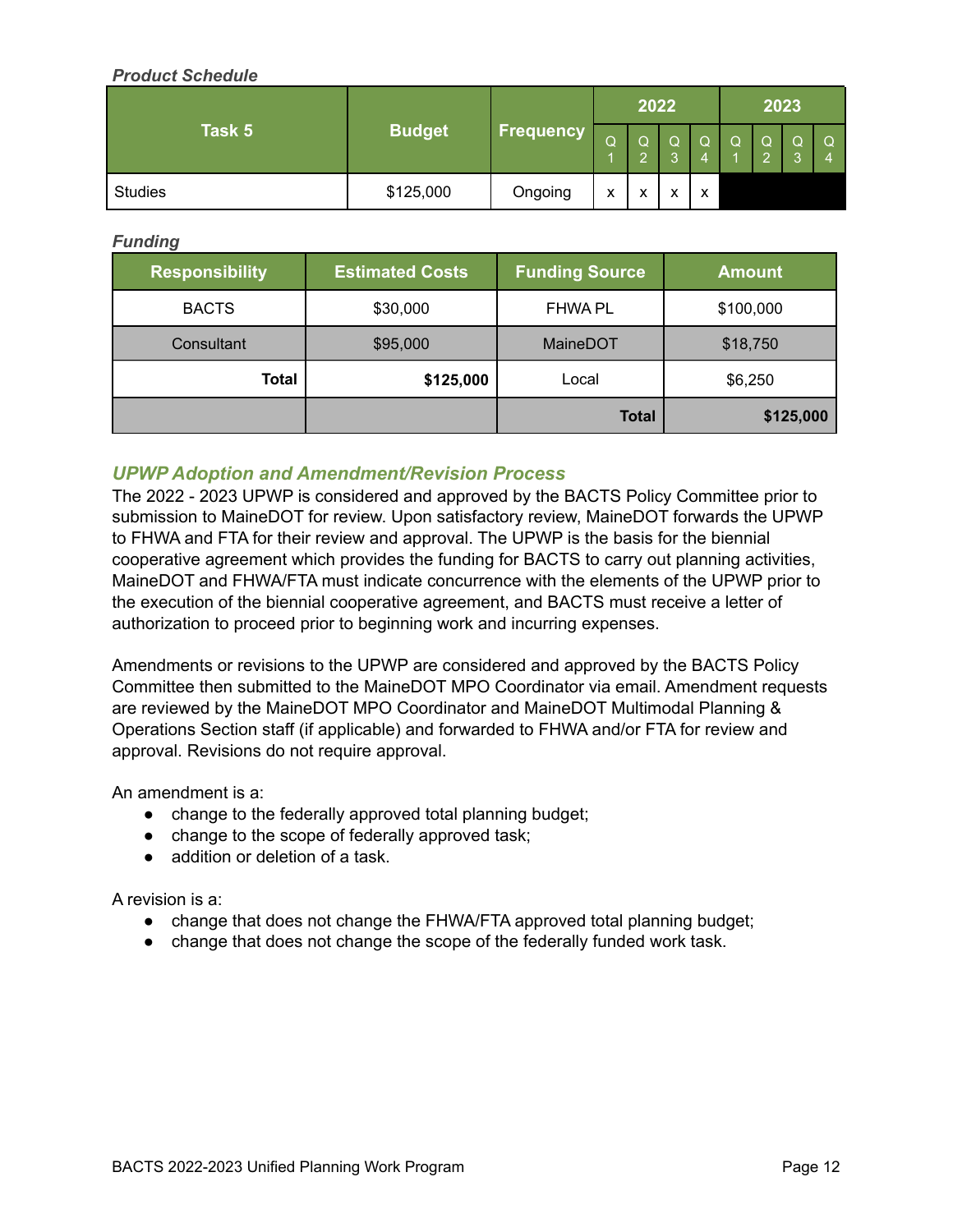*Product Schedule*

| Task 5 | Budget | Frequency | 2022 | | | | 2023 | | | |
|---|---|---|---|---|---|---|---|---|---|---|
| | | | Q1 | Q2 | Q3 | Q4 | Q1 | Q2 | Q3 | Q4 |
| Studies | $125,000 | Ongoing | x | x | x | x | | | | |

*Funding*

| Responsibility | Estimated Costs | Funding Source | Amount |
|---|---|---|---|
| BACTS | $30,000 | FHWA PL | $100,000 |
| Consultant | $95,000 | MaineDOT | $18,750 |
| **Total** | **$125,000** | Local | $6,250 |
| | | **Total** | **$125,000** |

## UPWP Adoption and Amendment/Revision Process

The 2022 - 2023 UPWP is considered and approved by the BACTS Policy Committee prior to submission to MaineDOT for review. Upon satisfactory review, MaineDOT forwards the UPWP to FHWA and FTA for their review and approval. The UPWP is the basis for the biennial cooperative agreement which provides the funding for BACTS to carry out planning activities, MaineDOT and FHWA/FTA must indicate concurrence with the elements of the UPWP prior to the execution of the biennial cooperative agreement, and BACTS must receive a letter of authorization to proceed prior to beginning work and incurring expenses.

Amendments or revisions to the UPWP are considered and approved by the BACTS Policy Committee then submitted to the MaineDOT MPO Coordinator via email. Amendment requests are reviewed by the MaineDOT MPO Coordinator and MaineDOT Multimodal Planning & Operations Section staff (if applicable) and forwarded to FHWA and/or FTA for review and approval. Revisions do not require approval.

An amendment is a:

- change to the federally approved total planning budget;
- change to the scope of federally approved task;
- addition or deletion of a task.

A revision is a:

- change that does not change the FHWA/FTA approved total planning budget;
- change that does not change the scope of the federally funded work task.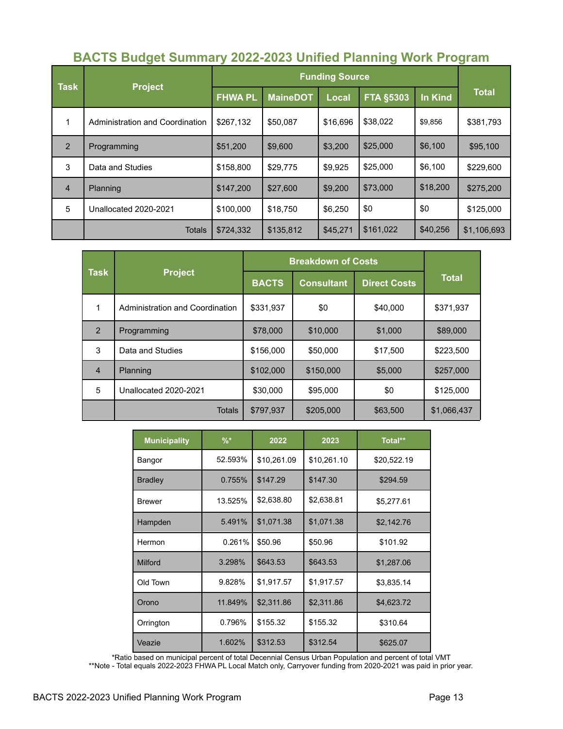# BACTS Budget Summary 2022-2023 Unified Planning Work Program

| Task | Project | Funding Source | | | | | Total |
|---|---|---|---|---|---|---|---|
| | | FHWA PL | MaineDOT | Local | FTA §5303 | In Kind | |
| 1 | Administration and Coordination | $267,132 | $50,087 | $16,696 | $38,022 | $9,856 | $381,793 |
| 2 | Programming | $51,200 | $9,600 | $3,200 | $25,000 | $6,100 | $95,100 |
| 3 | Data and Studies | $158,800 | $29,775 | $9,925 | $25,000 | $6,100 | $229,600 |
| 4 | Planning | $147,200 | $27,600 | $9,200 | $73,000 | $18,200 | $275,200 |
| 5 | Unallocated 2020-2021 | $100,000 | $18,750 | $6,250 | $0 | $0 | $125,000 |
| | Totals | $724,332 | $135,812 | $45,271 | $161,022 | $40,256 | $1,106,693 |

| Task | Project | Breakdown of Costs | | | Total |
|---|---|---|---|---|---|
| | | BACTS | Consultant | Direct Costs | |
| 1 | Administration and Coordination | $331,937 | $0 | $40,000 | $371,937 |
| 2 | Programming | $78,000 | $10,000 | $1,000 | $89,000 |
| 3 | Data and Studies | $156,000 | $50,000 | $17,500 | $223,500 |
| 4 | Planning | $102,000 | $150,000 | $5,000 | $257,000 |
| 5 | Unallocated 2020-2021 | $30,000 | $95,000 | $0 | $125,000 |
| | Totals | $797,937 | $205,000 | $63,500 | $1,066,437 |

| Municipality | %* | 2022 | 2023 | Total** |
|---|---|---|---|---|
| Bangor | 52.593% | $10,261.09 | $10,261.10 | $20,522.19 |
| Bradley | 0.755% | $147.29 | $147.30 | $294.59 |
| Brewer | 13.525% | $2,638.80 | $2,638.81 | $5,277.61 |
| Hampden | 5.491% | $1,071.38 | $1,071.38 | $2,142.76 |
| Hermon | 0.261% | $50.96 | $50.96 | $101.92 |
| Milford | 3.298% | $643.53 | $643.53 | $1,287.06 |
| Old Town | 9.828% | $1,917.57 | $1,917.57 | $3,835.14 |
| Orono | 11.849% | $2,311.86 | $2,311.86 | $4,623.72 |
| Orrington | 0.796% | $155.32 | $155.32 | $310.64 |
| Veazie | 1.602% | $312.53 | $312.54 | $625.07 |

*Ratio based on municipal percent of total Decennial Census Urban Population and percent of total VMT
**Note - Total equals 2022-2023 FHWA PL Local Match only, Carryover funding from 2020-2021 was paid in prior year.